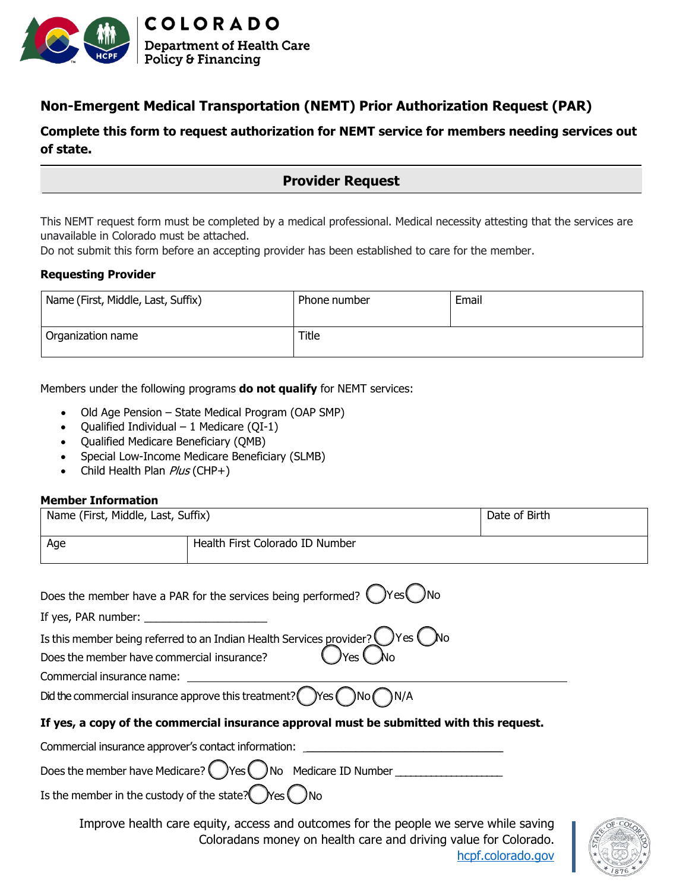COLORADO
Department of Health Care Policy & Financing

# Non-Emergent Medical Transportation (NEMT) Prior Authorization Request (PAR)

**Complete this form to request authorization for NEMT service for members needing services out of state.**

## Provider Request

This NEMT request form must be completed by a medical professional. Medical necessity attesting that the services are unavailable in Colorado must be attached.

Do not submit this form before an accepting provider has been established to care for the member.

**Requesting Provider**

| Name (First, Middle, Last, Suffix) | Phone number | Email |
|---|---|---|
| Organization name | Title | |

Members under the following programs **do not qualify** for NEMT services:

- Old Age Pension – State Medical Program (OAP SMP)
- Qualified Individual – 1 Medicare (QI-1)
- Qualified Medicare Beneficiary (QMB)
- Special Low-Income Medicare Beneficiary (SLMB)
- Child Health Plan *Plus* (CHP+)

**Member Information**

| Name (First, Middle, Last, Suffix) | | Date of Birth |
|---|---|---|
| Age | Health First Colorado ID Number | |

Does the member have a PAR for the services being performed? ◯ Yes ◯ No

If yes, PAR number: ____________________

Is this member being referred to an Indian Health Services provider? ◯ Yes ◯ No

Does the member have commercial insurance? ◯ Yes ◯ No

Commercial insurance name: ____________________________________________

Did the commercial insurance approve this treatment? ◯ Yes ◯ No ◯ N/A

**If yes, a copy of the commercial insurance approval must be submitted with this request.**

Commercial insurance approver's contact information: ________________________________

Does the member have Medicare? ◯ Yes ◯ No Medicare ID Number ____________________

Is the member in the custody of the state? ◯ Yes ◯ No

Improve health care equity, access and outcomes for the people we serve while saving Coloradans money on health care and driving value for Colorado.

hcpf.colorado.gov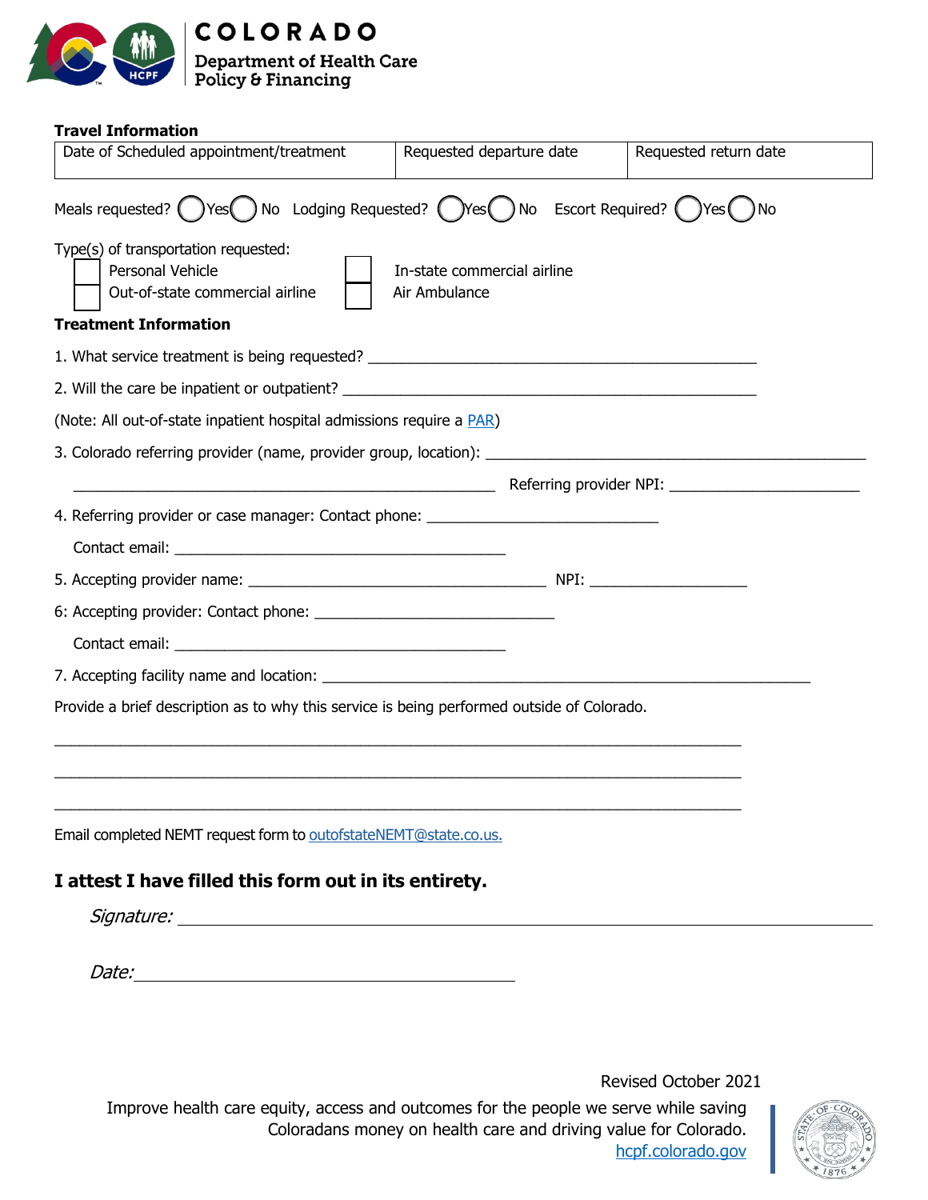**Travel Information**

| Date of Scheduled appointment/treatment | Requested departure date | Requested return date |
|---|---|---|
| | | |

Meals requested? ◯ Yes ◯ No   Lodging Requested? ◯ Yes ◯ No   Escort Required? ◯ Yes ◯ No

Type(s) of transportation requested:

- ☐ Personal Vehicle
- ☐ Out-of-state commercial airline
- ☐ In-state commercial airline
- ☐ Air Ambulance

**Treatment Information**

1. What service treatment is being requested? ______________________________________________

2. Will the care be inpatient or outpatient? __________________________________________________

(Note: All out-of-state inpatient hospital admissions require a [PAR](PAR))

3. Colorado referring provider (name, provider group, location): ____________________________________________

_____________________________________________________ Referring provider NPI: ________________________

4. Referring provider or case manager: Contact phone: _____________________________

Contact email: __________________________________________

5. Accepting provider name: _____________________________________ NPI: ____________________

6: Accepting provider: Contact phone: ______________________________

Contact email: __________________________________________

7. Accepting facility name and location: ______________________________________________________________

Provide a brief description as to why this service is being performed outside of Colorado.

______________________________________________________________________________________

______________________________________________________________________________________

______________________________________________________________________________________

Email completed NEMT request form to [outofstateNEMT@state.co.us.](mailto:outofstateNEMT@state.co.us)

### I attest I have filled this form out in its entirety.

*Signature:* ____________________________________________________________________________

*Date:* ________________________________________________

Revised October 2021

Improve health care equity, access and outcomes for the people we serve while saving Coloradans money on health care and driving value for Colorado.
[hcpf.colorado.gov](https://hcpf.colorado.gov)